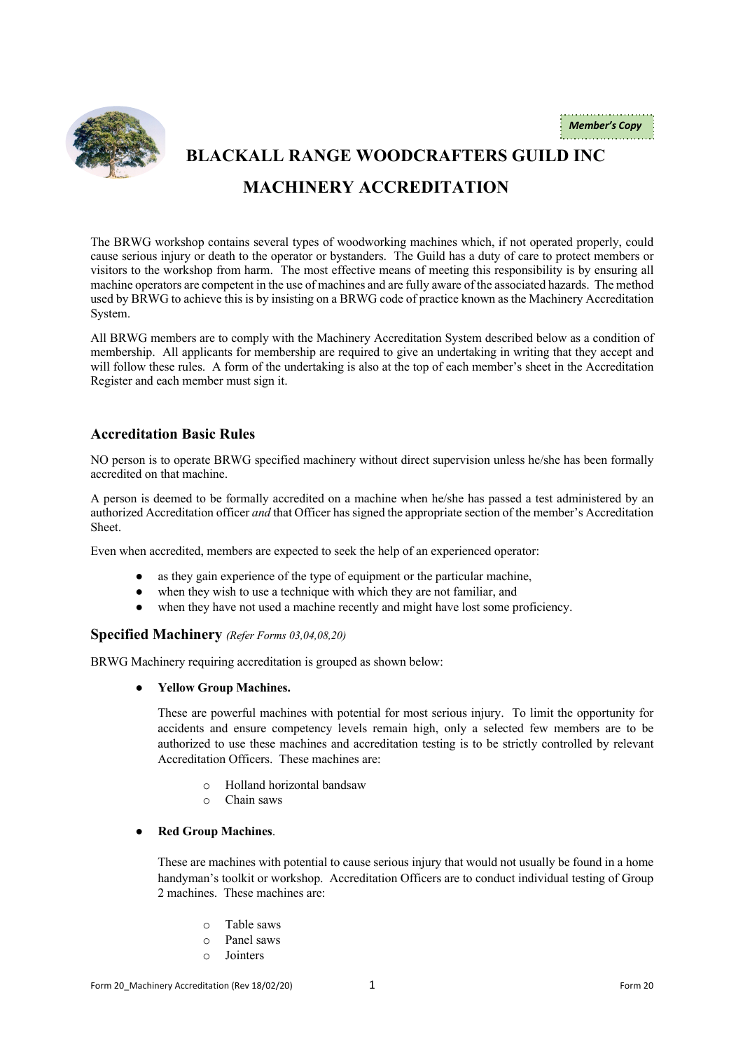*Member's Copy*

# BLACKALL RANGE WOODCRAFTERS GUILD INC

# MACHINERY ACCREDITATION

The BRWG workshop contains several types of woodworking machines which, if not operated properly, could cause serious injury or death to the operator or bystanders. The Guild has a duty of care to protect members or visitors to the workshop from harm. The most effective means of meeting this responsibility is by ensuring all machine operators are competent in the use of machines and are fully aware of the associated hazards. The method used by BRWG to achieve this is by insisting on a BRWG code of practice known as the Machinery Accreditation System.

All BRWG members are to comply with the Machinery Accreditation System described below as a condition of membership. All applicants for membership are required to give an undertaking in writing that they accept and will follow these rules. A form of the undertaking is also at the top of each member's sheet in the Accreditation Register and each member must sign it.

## Accreditation Basic Rules

NO person is to operate BRWG specified machinery without direct supervision unless he/she has been formally accredited on that machine.

A person is deemed to be formally accredited on a machine when he/she has passed a test administered by an authorized Accreditation officer *and* that Officer has signed the appropriate section of the member's Accreditation Sheet.

Even when accredited, members are expected to seek the help of an experienced operator:

- as they gain experience of the type of equipment or the particular machine,
- when they wish to use a technique with which they are not familiar, and
- when they have not used a machine recently and might have lost some proficiency.

## Specified Machinery *(Refer Forms 03,04,08,20)*

BRWG Machinery requiring accreditation is grouped as shown below:

- **Yellow Group Machines.**

  These are powerful machines with potential for most serious injury. To limit the opportunity for accidents and ensure competency levels remain high, only a selected few members are to be authorized to use these machines and accreditation testing is to be strictly controlled by relevant Accreditation Officers. These machines are:

  - Holland horizontal bandsaw
  - Chain saws

- **Red Group Machines**.

  These are machines with potential to cause serious injury that would not usually be found in a home handyman's toolkit or workshop. Accreditation Officers are to conduct individual testing of Group 2 machines. These machines are:

  - Table saws
  - Panel saws
  - Jointers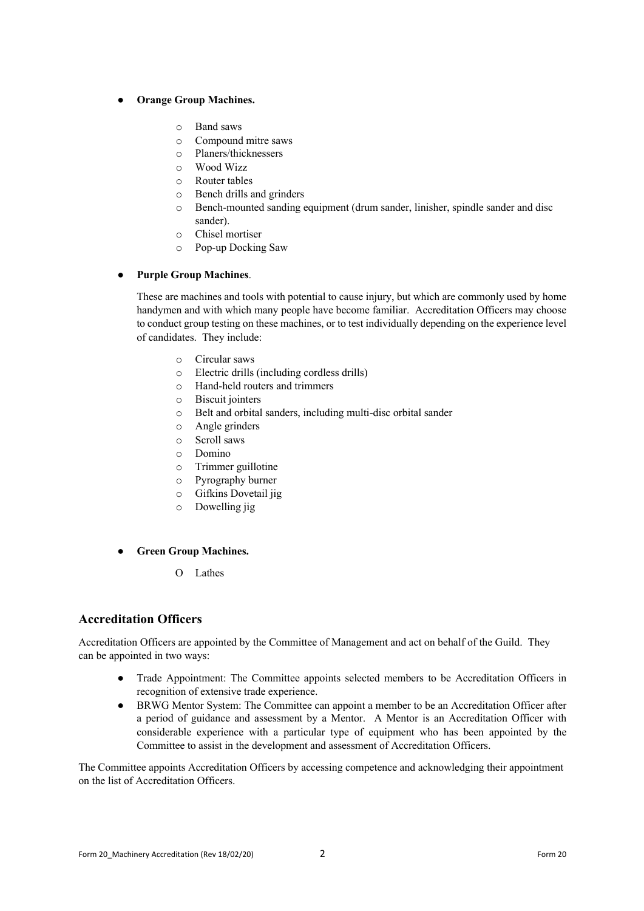- **Orange Group Machines.**

    - Band saws
    - Compound mitre saws
    - Planers/thicknessers
    - Wood Wizz
    - Router tables
    - Bench drills and grinders
    - Bench-mounted sanding equipment (drum sander, linisher, spindle sander and disc sander).
    - Chisel mortiser
    - Pop-up Docking Saw

- **Purple Group Machines**.

    These are machines and tools with potential to cause injury, but which are commonly used by home handymen and with which many people have become familiar. Accreditation Officers may choose to conduct group testing on these machines, or to test individually depending on the experience level of candidates. They include:

    - Circular saws
    - Electric drills (including cordless drills)
    - Hand-held routers and trimmers
    - Biscuit jointers
    - Belt and orbital sanders, including multi-disc orbital sander
    - Angle grinders
    - Scroll saws
    - Domino
    - Trimmer guillotine
    - Pyrography burner
    - Gifkins Dovetail jig
    - Dowelling jig

- **Green Group Machines.**

    - Lathes

## Accreditation Officers

Accreditation Officers are appointed by the Committee of Management and act on behalf of the Guild. They can be appointed in two ways:

- Trade Appointment: The Committee appoints selected members to be Accreditation Officers in recognition of extensive trade experience.
- BRWG Mentor System: The Committee can appoint a member to be an Accreditation Officer after a period of guidance and assessment by a Mentor. A Mentor is an Accreditation Officer with considerable experience with a particular type of equipment who has been appointed by the Committee to assist in the development and assessment of Accreditation Officers.

The Committee appoints Accreditation Officers by accessing competence and acknowledging their appointment on the list of Accreditation Officers.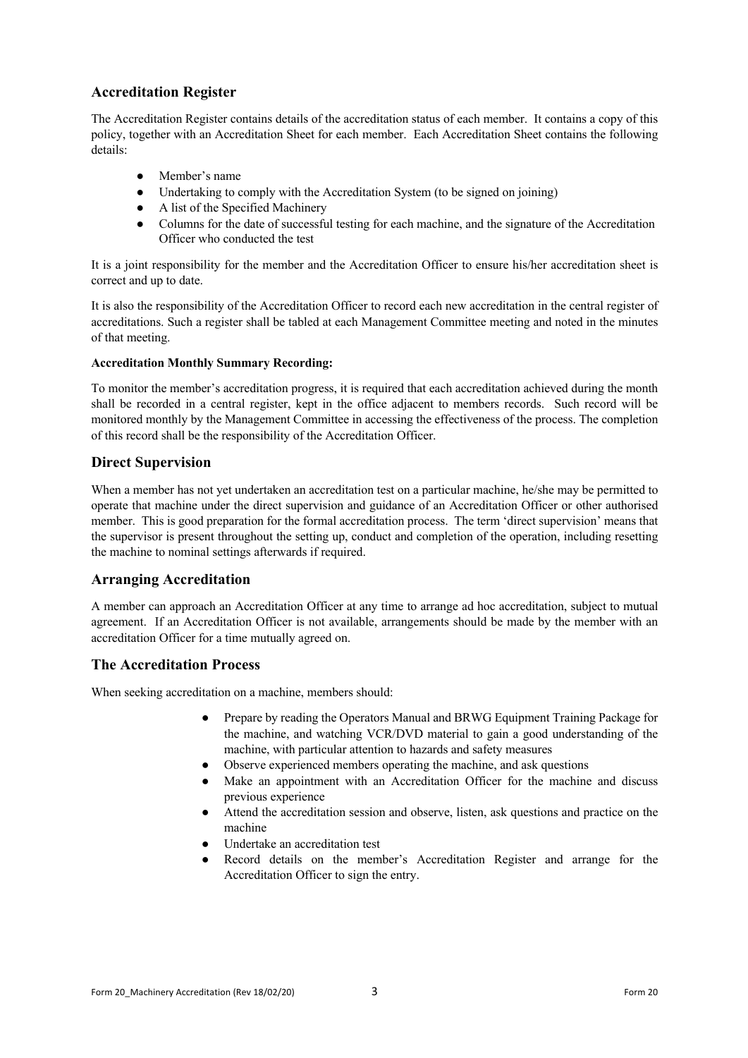## Accreditation Register

The Accreditation Register contains details of the accreditation status of each member. It contains a copy of this policy, together with an Accreditation Sheet for each member. Each Accreditation Sheet contains the following details:

- Member's name
- Undertaking to comply with the Accreditation System (to be signed on joining)
- A list of the Specified Machinery
- Columns for the date of successful testing for each machine, and the signature of the Accreditation Officer who conducted the test

It is a joint responsibility for the member and the Accreditation Officer to ensure his/her accreditation sheet is correct and up to date.

It is also the responsibility of the Accreditation Officer to record each new accreditation in the central register of accreditations. Such a register shall be tabled at each Management Committee meeting and noted in the minutes of that meeting.

**Accreditation Monthly Summary Recording:**

To monitor the member's accreditation progress, it is required that each accreditation achieved during the month shall be recorded in a central register, kept in the office adjacent to members records. Such record will be monitored monthly by the Management Committee in accessing the effectiveness of the process. The completion of this record shall be the responsibility of the Accreditation Officer.

## Direct Supervision

When a member has not yet undertaken an accreditation test on a particular machine, he/she may be permitted to operate that machine under the direct supervision and guidance of an Accreditation Officer or other authorised member. This is good preparation for the formal accreditation process. The term 'direct supervision' means that the supervisor is present throughout the setting up, conduct and completion of the operation, including resetting the machine to nominal settings afterwards if required.

## Arranging Accreditation

A member can approach an Accreditation Officer at any time to arrange ad hoc accreditation, subject to mutual agreement. If an Accreditation Officer is not available, arrangements should be made by the member with an accreditation Officer for a time mutually agreed on.

## The Accreditation Process

When seeking accreditation on a machine, members should:

- Prepare by reading the Operators Manual and BRWG Equipment Training Package for the machine, and watching VCR/DVD material to gain a good understanding of the machine, with particular attention to hazards and safety measures
- Observe experienced members operating the machine, and ask questions
- Make an appointment with an Accreditation Officer for the machine and discuss previous experience
- Attend the accreditation session and observe, listen, ask questions and practice on the machine
- Undertake an accreditation test
- Record details on the member's Accreditation Register and arrange for the Accreditation Officer to sign the entry.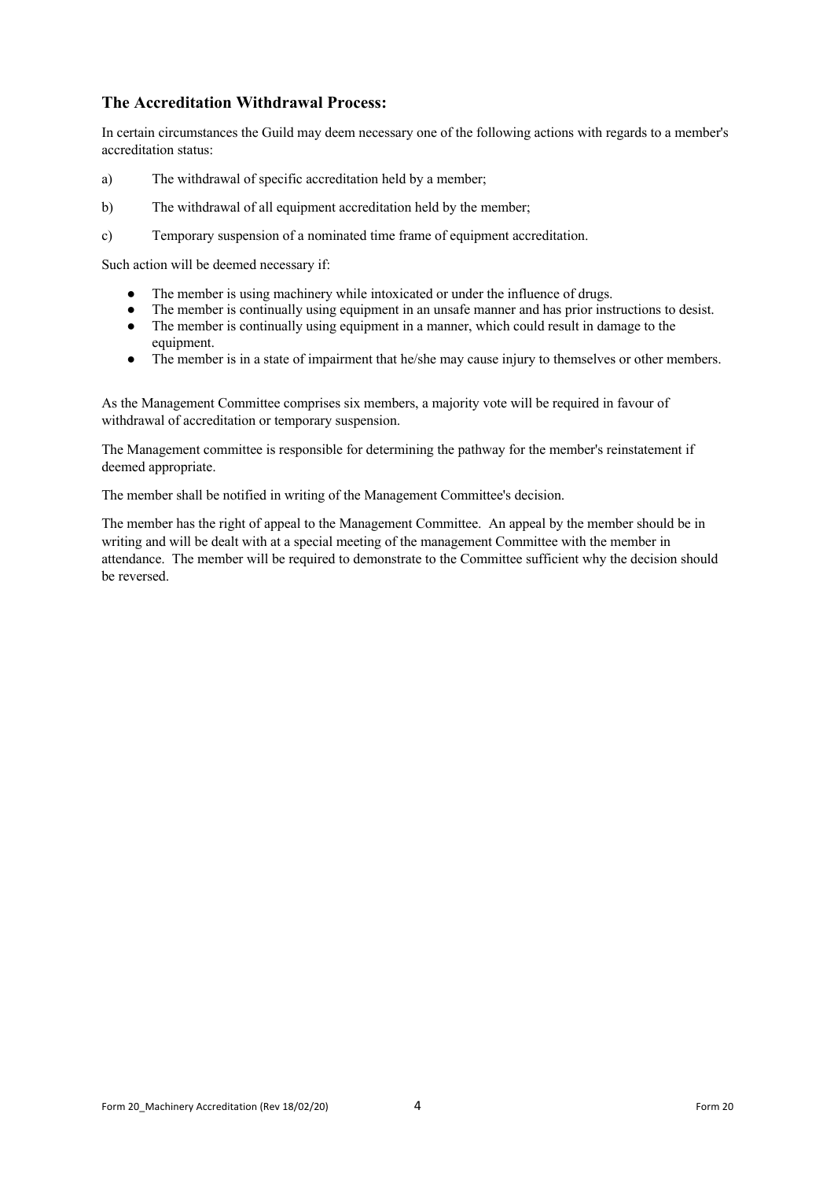## The Accreditation Withdrawal Process:

In certain circumstances the Guild may deem necessary one of the following actions with regards to a member's accreditation status:

a) The withdrawal of specific accreditation held by a member;

b) The withdrawal of all equipment accreditation held by the member;

c) Temporary suspension of a nominated time frame of equipment accreditation.

Such action will be deemed necessary if:

- The member is using machinery while intoxicated or under the influence of drugs.
- The member is continually using equipment in an unsafe manner and has prior instructions to desist.
- The member is continually using equipment in a manner, which could result in damage to the equipment.
- The member is in a state of impairment that he/she may cause injury to themselves or other members.

As the Management Committee comprises six members, a majority vote will be required in favour of withdrawal of accreditation or temporary suspension.

The Management committee is responsible for determining the pathway for the member's reinstatement if deemed appropriate.

The member shall be notified in writing of the Management Committee's decision.

The member has the right of appeal to the Management Committee. An appeal by the member should be in writing and will be dealt with at a special meeting of the management Committee with the member in attendance. The member will be required to demonstrate to the Committee sufficient why the decision should be reversed.